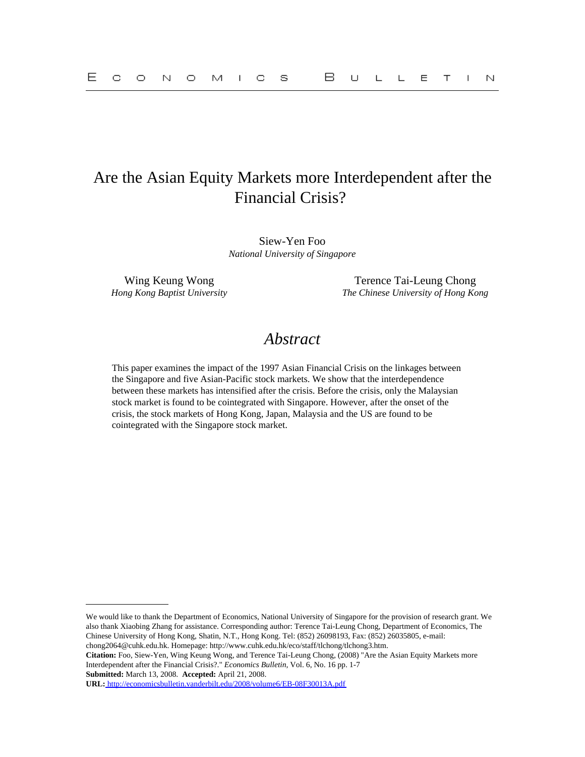# Are the Asian Equity Markets more Interdependent after the Financial Crisis?

Siew-Yen Foo
*National University of Singapore*

Wing Keung Wong
*Hong Kong Baptist University*

Terence Tai-Leung Chong
*The Chinese University of Hong Kong*

## *Abstract*

This paper examines the impact of the 1997 Asian Financial Crisis on the linkages between the Singapore and five Asian-Pacific stock markets. We show that the interdependence between these markets has intensified after the crisis. Before the crisis, only the Malaysian stock market is found to be cointegrated with Singapore. However, after the onset of the crisis, the stock markets of Hong Kong, Japan, Malaysia and the US are found to be cointegrated with the Singapore stock market.

---

We would like to thank the Department of Economics, National University of Singapore for the provision of research grant. We also thank Xiaobing Zhang for assistance. Corresponding author: Terence Tai-Leung Chong, Department of Economics, The Chinese University of Hong Kong, Shatin, N.T., Hong Kong. Tel: (852) 26098193, Fax: (852) 26035805, e-mail: chong2064@cuhk.edu.hk. Homepage: http://www.cuhk.edu.hk/eco/staff/tlchong/tlchong3.htm.

**Citation:** Foo, Siew-Yen, Wing Keung Wong, and Terence Tai-Leung Chong, (2008) "Are the Asian Equity Markets more Interdependent after the Financial Crisis?." *Economics Bulletin,* Vol. 6, No. 16 pp. 1-7

**Submitted:** March 13, 2008. **Accepted:** April 21, 2008.

**URL:** http://economicsbulletin.vanderbilt.edu/2008/volume6/EB-08F30013A.pdf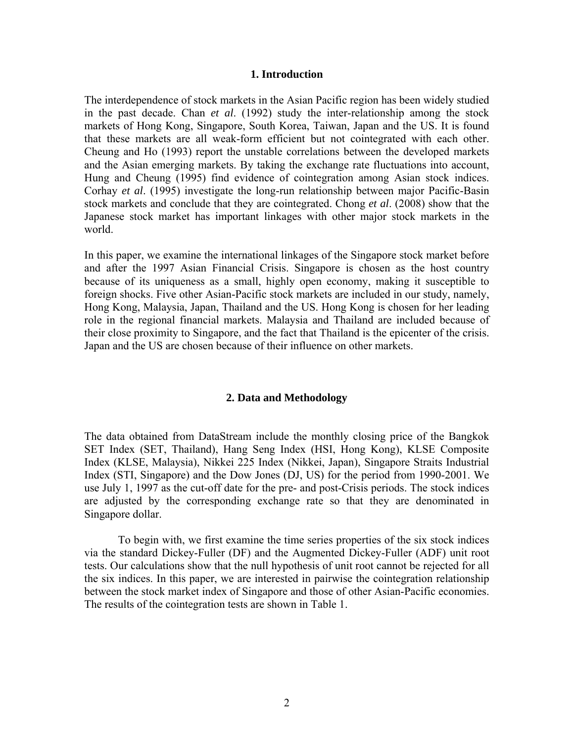## 1. Introduction

The interdependence of stock markets in the Asian Pacific region has been widely studied in the past decade. Chan *et al*. (1992) study the inter-relationship among the stock markets of Hong Kong, Singapore, South Korea, Taiwan, Japan and the US. It is found that these markets are all weak-form efficient but not cointegrated with each other. Cheung and Ho (1993) report the unstable correlations between the developed markets and the Asian emerging markets. By taking the exchange rate fluctuations into account, Hung and Cheung (1995) find evidence of cointegration among Asian stock indices. Corhay *et al*. (1995) investigate the long-run relationship between major Pacific-Basin stock markets and conclude that they are cointegrated. Chong *et al*. (2008) show that the Japanese stock market has important linkages with other major stock markets in the world.

In this paper, we examine the international linkages of the Singapore stock market before and after the 1997 Asian Financial Crisis. Singapore is chosen as the host country because of its uniqueness as a small, highly open economy, making it susceptible to foreign shocks. Five other Asian-Pacific stock markets are included in our study, namely, Hong Kong, Malaysia, Japan, Thailand and the US. Hong Kong is chosen for her leading role in the regional financial markets. Malaysia and Thailand are included because of their close proximity to Singapore, and the fact that Thailand is the epicenter of the crisis. Japan and the US are chosen because of their influence on other markets.

## 2. Data and Methodology

The data obtained from DataStream include the monthly closing price of the Bangkok SET Index (SET, Thailand), Hang Seng Index (HSI, Hong Kong), KLSE Composite Index (KLSE, Malaysia), Nikkei 225 Index (Nikkei, Japan), Singapore Straits Industrial Index (STI, Singapore) and the Dow Jones (DJ, US) for the period from 1990-2001. We use July 1, 1997 as the cut-off date for the pre- and post-Crisis periods. The stock indices are adjusted by the corresponding exchange rate so that they are denominated in Singapore dollar.

To begin with, we first examine the time series properties of the six stock indices via the standard Dickey-Fuller (DF) and the Augmented Dickey-Fuller (ADF) unit root tests. Our calculations show that the null hypothesis of unit root cannot be rejected for all the six indices. In this paper, we are interested in pairwise the cointegration relationship between the stock market index of Singapore and those of other Asian-Pacific economies. The results of the cointegration tests are shown in Table 1.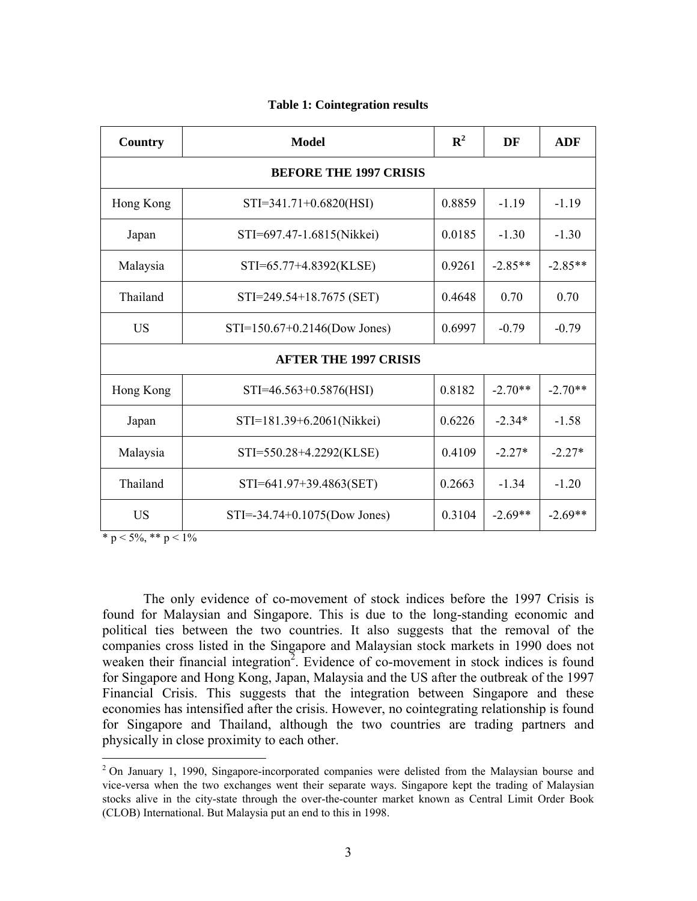**Table 1: Cointegration results**

| Country | Model | $R^2$ | DF | ADF |
|---|---|---|---|---|
| **BEFORE THE 1997 CRISIS** | | | | |
| Hong Kong | STI=341.71+0.6820(HSI) | 0.8859 | -1.19 | -1.19 |
| Japan | STI=697.47-1.6815(Nikkei) | 0.0185 | -1.30 | -1.30 |
| Malaysia | STI=65.77+4.8392(KLSE) | 0.9261 | -2.85** | -2.85** |
| Thailand | STI=249.54+18.7675 (SET) | 0.4648 | 0.70 | 0.70 |
| US | STI=150.67+0.2146(Dow Jones) | 0.6997 | -0.79 | -0.79 |
| **AFTER THE 1997 CRISIS** | | | | |
| Hong Kong | STI=46.563+0.5876(HSI) | 0.8182 | -2.70** | -2.70** |
| Japan | STI=181.39+6.2061(Nikkei) | 0.6226 | -2.34* | -1.58 |
| Malaysia | STI=550.28+4.2292(KLSE) | 0.4109 | -2.27* | -2.27* |
| Thailand | STI=641.97+39.4863(SET) | 0.2663 | -1.34 | -1.20 |
| US | STI=-34.74+0.1075(Dow Jones) | 0.3104 | -2.69** | -2.69** |

* $p < 5\%$, ** $p < 1\%$

The only evidence of co-movement of stock indices before the 1997 Crisis is found for Malaysian and Singapore. This is due to the long-standing economic and political ties between the two countries. It also suggests that the removal of the companies cross listed in the Singapore and Malaysian stock markets in 1990 does not weaken their financial integration[2]. Evidence of co-movement in stock indices is found for Singapore and Hong Kong, Japan, Malaysia and the US after the outbreak of the 1997 Financial Crisis. This suggests that the integration between Singapore and these economies has intensified after the crisis. However, no cointegrating relationship is found for Singapore and Thailand, although the two countries are trading partners and physically in close proximity to each other.

[2] On January 1, 1990, Singapore-incorporated companies were delisted from the Malaysian bourse and vice-versa when the two exchanges went their separate ways. Singapore kept the trading of Malaysian stocks alive in the city-state through the over-the-counter market known as Central Limit Order Book (CLOB) International. But Malaysia put an end to this in 1998.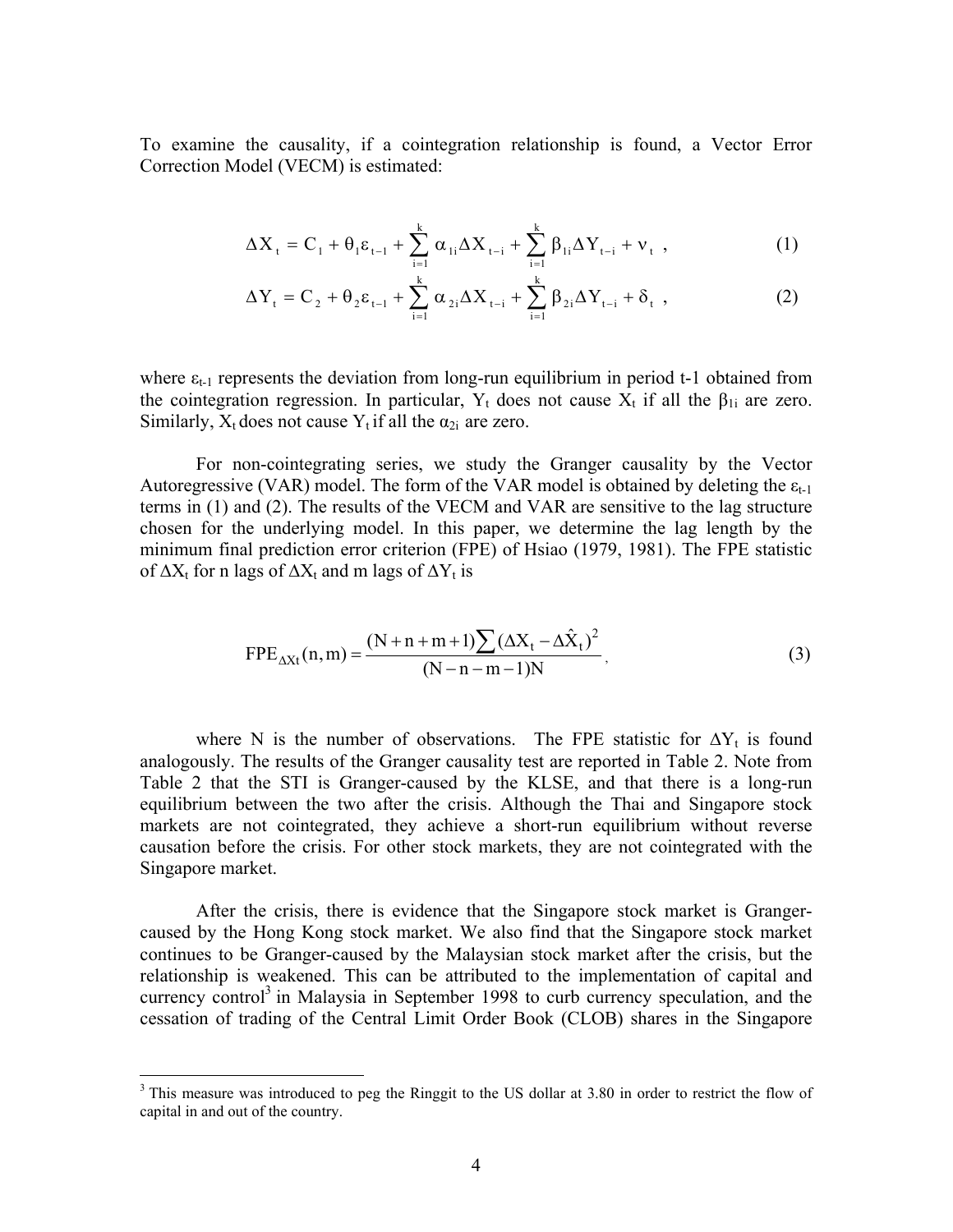To examine the causality, if a cointegration relationship is found, a Vector Error Correction Model (VECM) is estimated:

$$\Delta X_t = C_1 + \theta_1 \varepsilon_{t-1} + \sum_{i=1}^{k} \alpha_{1i} \Delta X_{t-i} + \sum_{i=1}^{k} \beta_{1i} \Delta Y_{t-i} + \nu_t \ , \tag{1}$$

$$\Delta Y_t = C_2 + \theta_2 \varepsilon_{t-1} + \sum_{i=1}^{k} \alpha_{2i} \Delta X_{t-i} + \sum_{i=1}^{k} \beta_{2i} \Delta Y_{t-i} + \delta_t \ , \tag{2}$$

where $\varepsilon_{t-1}$ represents the deviation from long-run equilibrium in period t-1 obtained from the cointegration regression. In particular, $Y_t$ does not cause $X_t$ if all the $\beta_{1i}$ are zero. Similarly, $X_t$ does not cause $Y_t$ if all the $\alpha_{2i}$ are zero.

For non-cointegrating series, we study the Granger causality by the Vector Autoregressive (VAR) model. The form of the VAR model is obtained by deleting the $\varepsilon_{t-1}$ terms in (1) and (2). The results of the VECM and VAR are sensitive to the lag structure chosen for the underlying model. In this paper, we determine the lag length by the minimum final prediction error criterion (FPE) of Hsiao (1979, 1981). The FPE statistic of $\Delta X_t$ for n lags of $\Delta X_t$ and m lags of $\Delta Y_t$ is

$$FPE_{\Delta Xt}(n, m) = \frac{(N + n + m + 1)\sum (\Delta X_t - \Delta \hat{X}_t)^2}{(N - n - m - 1)N}, \tag{3}$$

where N is the number of observations. The FPE statistic for $\Delta Y_t$ is found analogously. The results of the Granger causality test are reported in Table 2. Note from Table 2 that the STI is Granger-caused by the KLSE, and that there is a long-run equilibrium between the two after the crisis. Although the Thai and Singapore stock markets are not cointegrated, they achieve a short-run equilibrium without reverse causation before the crisis. For other stock markets, they are not cointegrated with the Singapore market.

After the crisis, there is evidence that the Singapore stock market is Granger-caused by the Hong Kong stock market. We also find that the Singapore stock market continues to be Granger-caused by the Malaysian stock market after the crisis, but the relationship is weakened. This can be attributed to the implementation of capital and currency control[3] in Malaysia in September 1998 to curb currency speculation, and the cessation of trading of the Central Limit Order Book (CLOB) shares in the Singapore

[3] This measure was introduced to peg the Ringgit to the US dollar at 3.80 in order to restrict the flow of capital in and out of the country.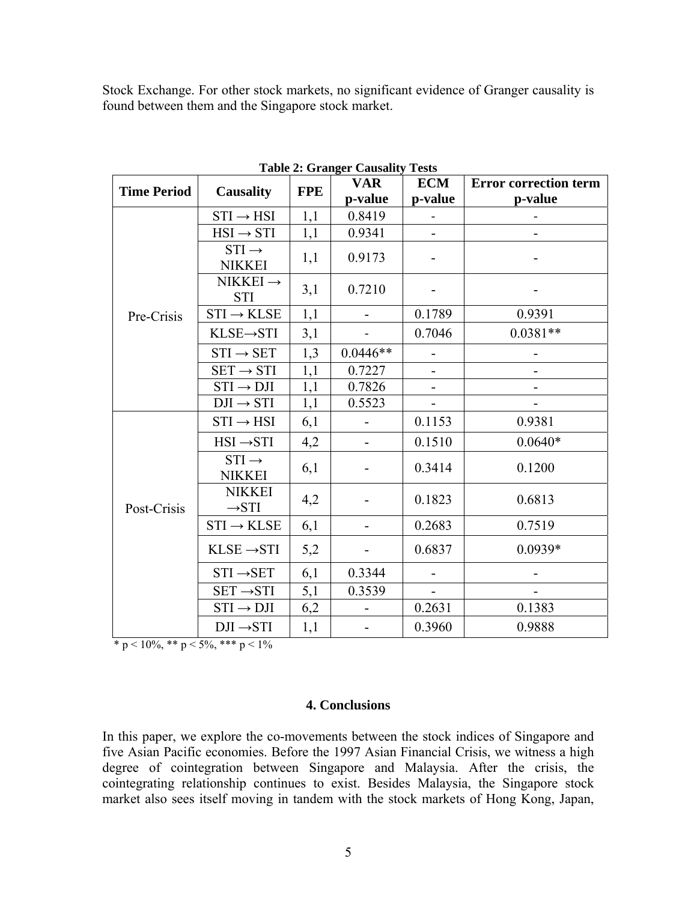Stock Exchange. For other stock markets, no significant evidence of Granger causality is found between them and the Singapore stock market.

**Table 2: Granger Causality Tests**

| Time Period | Causality | FPE | VAR p-value | ECM p-value | Error correction term p-value |
|---|---|---|---|---|---|
| Pre-Crisis | STI → HSI | 1,1 | 0.8419 | - | - |
| | HSI → STI | 1,1 | 0.9341 | - | - |
| | STI → NIKKEI | 1,1 | 0.9173 | - | - |
| | NIKKEI → STI | 3,1 | 0.7210 | - | - |
| | STI → KLSE | 1,1 | - | 0.1789 | 0.9391 |
| | KLSE→STI | 3,1 | - | 0.7046 | 0.0381** |
| | STI → SET | 1,3 | 0.0446** | - | - |
| | SET → STI | 1,1 | 0.7227 | - | - |
| | STI → DJI | 1,1 | 0.7826 | - | - |
| | DJI → STI | 1,1 | 0.5523 | - | - |
| Post-Crisis | STI → HSI | 6,1 | - | 0.1153 | 0.9381 |
| | HSI →STI | 4,2 | - | 0.1510 | 0.0640* |
| | STI → NIKKEI | 6,1 | - | 0.3414 | 0.1200 |
| | NIKKEI →STI | 4,2 | - | 0.1823 | 0.6813 |
| | STI → KLSE | 6,1 | - | 0.2683 | 0.7519 |
| | KLSE →STI | 5,2 | - | 0.6837 | 0.0939* |
| | STI →SET | 6,1 | 0.3344 | - | - |
| | SET →STI | 5,1 | 0.3539 | - | - |
| | STI → DJI | 6,2 | - | 0.2631 | 0.1383 |
| | DJI →STI | 1,1 | - | 0.3960 | 0.9888 |

* $p < 10\%$, ** $p < 5\%$, *** $p < 1\%$

## 4. Conclusions

In this paper, we explore the co-movements between the stock indices of Singapore and five Asian Pacific economies. Before the 1997 Asian Financial Crisis, we witness a high degree of cointegration between Singapore and Malaysia. After the crisis, the cointegrating relationship continues to exist. Besides Malaysia, the Singapore stock market also sees itself moving in tandem with the stock markets of Hong Kong, Japan,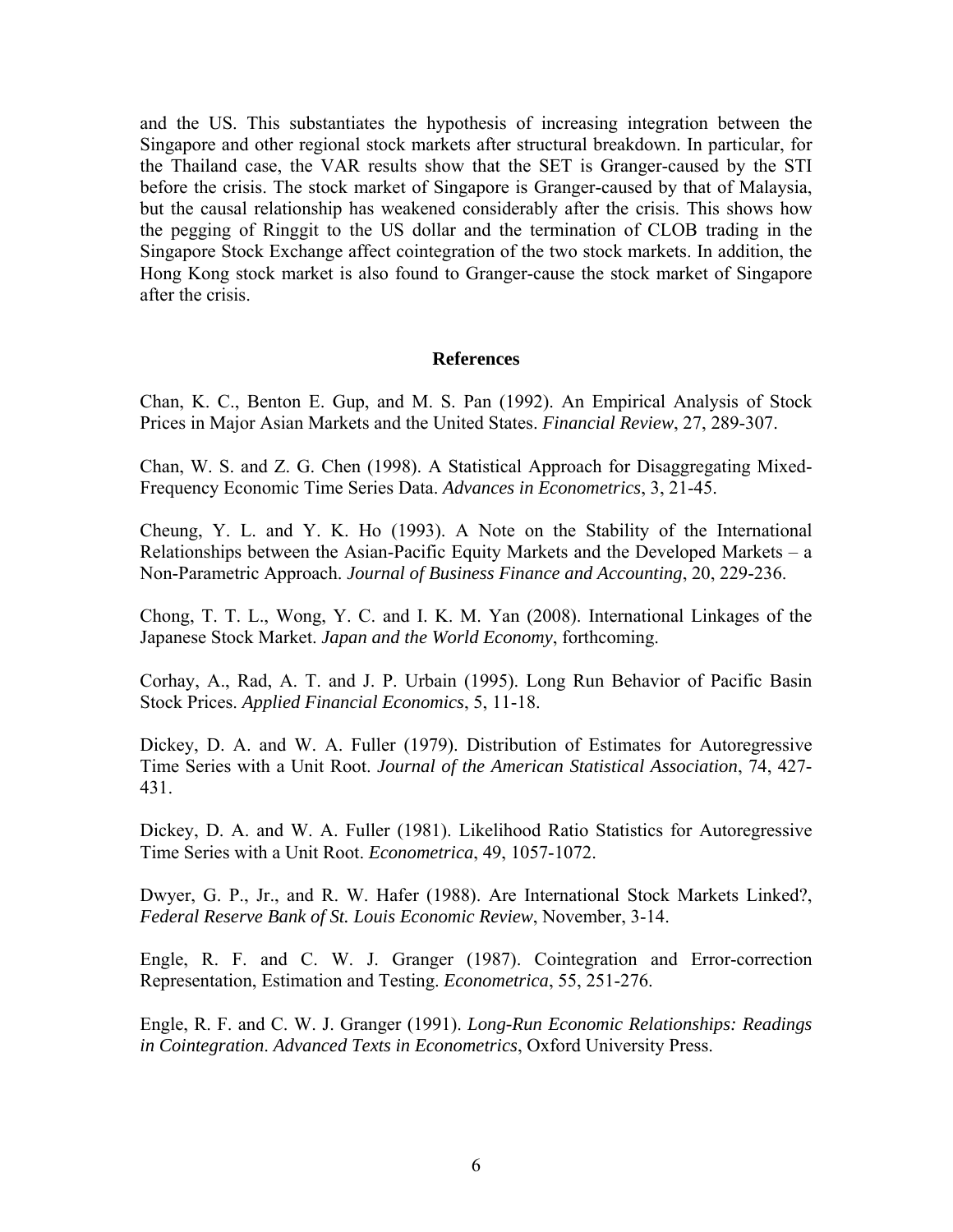and the US. This substantiates the hypothesis of increasing integration between the Singapore and other regional stock markets after structural breakdown. In particular, for the Thailand case, the VAR results show that the SET is Granger-caused by the STI before the crisis. The stock market of Singapore is Granger-caused by that of Malaysia, but the causal relationship has weakened considerably after the crisis. This shows how the pegging of Ringgit to the US dollar and the termination of CLOB trading in the Singapore Stock Exchange affect cointegration of the two stock markets. In addition, the Hong Kong stock market is also found to Granger-cause the stock market of Singapore after the crisis.

## References

Chan, K. C., Benton E. Gup, and M. S. Pan (1992). An Empirical Analysis of Stock Prices in Major Asian Markets and the United States. *Financial Review*, 27, 289-307.

Chan, W. S. and Z. G. Chen (1998). A Statistical Approach for Disaggregating Mixed-Frequency Economic Time Series Data. *Advances in Econometrics*, 3, 21-45.

Cheung, Y. L. and Y. K. Ho (1993). A Note on the Stability of the International Relationships between the Asian-Pacific Equity Markets and the Developed Markets – a Non-Parametric Approach. *Journal of Business Finance and Accounting*, 20, 229-236.

Chong, T. T. L., Wong, Y. C. and I. K. M. Yan (2008). International Linkages of the Japanese Stock Market. *Japan and the World Economy*, forthcoming.

Corhay, A., Rad, A. T. and J. P. Urbain (1995). Long Run Behavior of Pacific Basin Stock Prices. *Applied Financial Economics*, 5, 11-18.

Dickey, D. A. and W. A. Fuller (1979). Distribution of Estimates for Autoregressive Time Series with a Unit Root. *Journal of the American Statistical Association*, 74, 427-431.

Dickey, D. A. and W. A. Fuller (1981). Likelihood Ratio Statistics for Autoregressive Time Series with a Unit Root. *Econometrica*, 49, 1057-1072.

Dwyer, G. P., Jr., and R. W. Hafer (1988). Are International Stock Markets Linked?, *Federal Reserve Bank of St. Louis Economic Review*, November, 3-14.

Engle, R. F. and C. W. J. Granger (1987). Cointegration and Error-correction Representation, Estimation and Testing. *Econometrica*, 55, 251-276.

Engle, R. F. and C. W. J. Granger (1991). *Long-Run Economic Relationships: Readings in Cointegration*. *Advanced Texts in Econometrics*, Oxford University Press.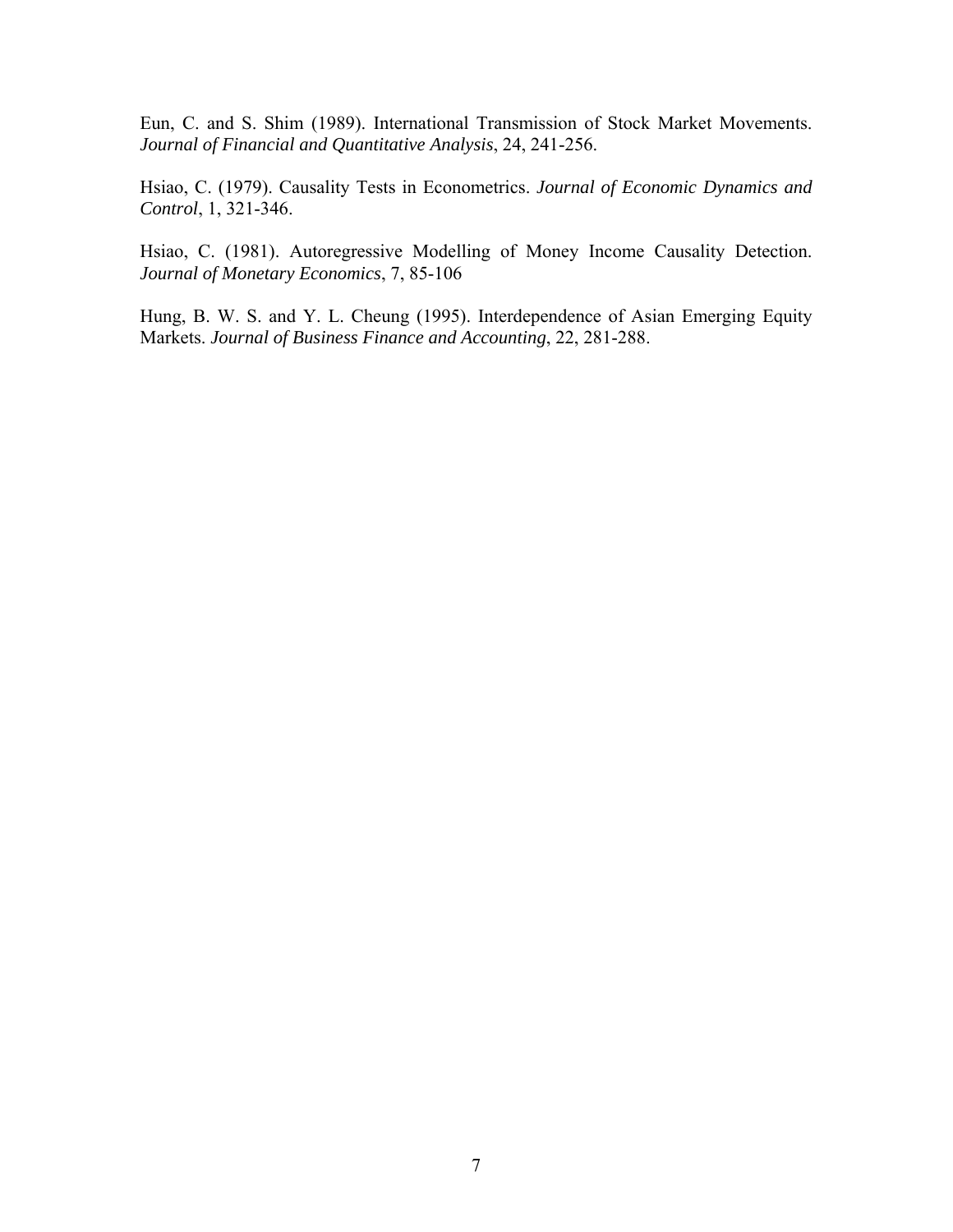Eun, C. and S. Shim (1989). International Transmission of Stock Market Movements. *Journal of Financial and Quantitative Analysis*, 24, 241-256.

Hsiao, C. (1979). Causality Tests in Econometrics. *Journal of Economic Dynamics and Control*, 1, 321-346.

Hsiao, C. (1981). Autoregressive Modelling of Money Income Causality Detection. *Journal of Monetary Economics*, 7, 85-106

Hung, B. W. S. and Y. L. Cheung (1995). Interdependence of Asian Emerging Equity Markets. *Journal of Business Finance and Accounting*, 22, 281-288.